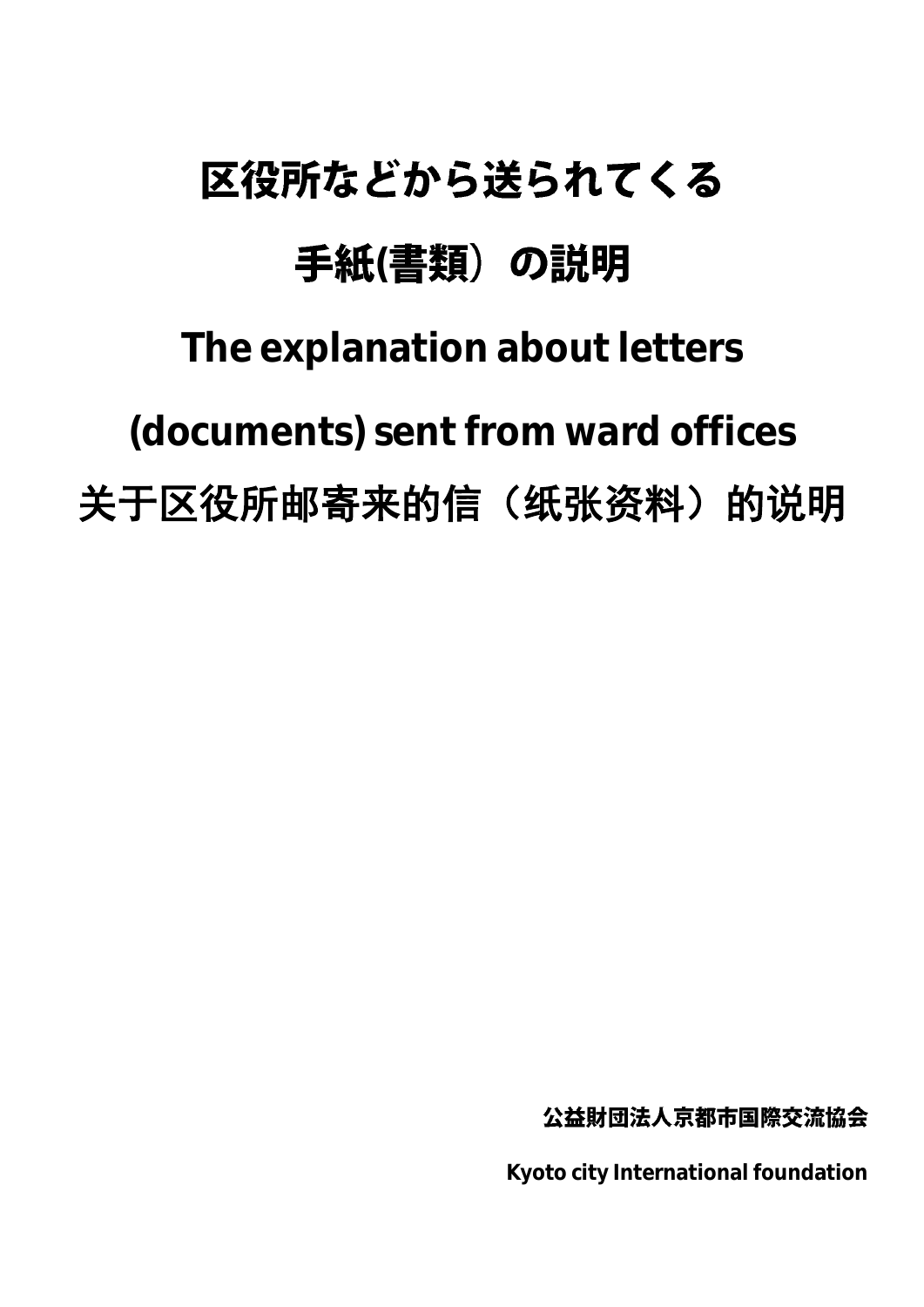# 区役所などから送られてくる

# 手紙(書類）の説明

# The explanation about letters

# (documents) sent from ward offices

# 关于区役所邮寄来的信（纸张资料）的说明

**公益財団法人京都市国際交流協会**

**Kyoto city International foundation**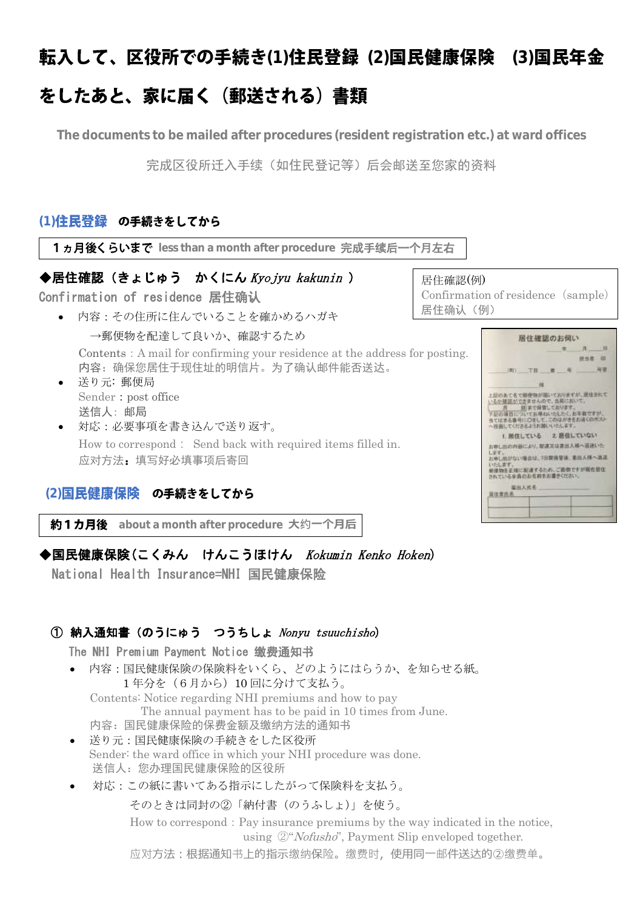# 転入して、区役所での手続き(1)住民登録 (2)国民健康保険　(3)国民年金をしたあと、家に届く（郵送される）書類

The documents to be mailed after procedures (resident registration etc.) at ward offices

完成区役所迁入手续（如住民登记等）后会邮送至您家的资料

## (1)住民登録　の手続きをしてから

**1ヵ月後くらいまで** less than a month after procedure 完成手续后一个月左右

### ◆居住確認（きょじゅう　かくにん *Kyojyu kakunin* ）

Confirmation of residence 居住确认

居住確認(例)
Confirmation of residence（sample)
居住确认（例）

- 内容：その住所に住んでいることを確かめるハガキ
  →郵便物を配達して良いか、確認するため
  Contents：A mail for confirming your residence at the address for posting.
  内容：确保您居住于现住址的明信片。为了确认邮件能否送达。
- 送り元: 郵便局
  Sender：post office
  送信人：邮局
- 対応：必要事項を書き込んで送り返す。
  How to correspond： Send back with required items filled in.
  应对方法：填写好必填事项后寄回

## (2)国民健康保険　の手続きをしてから

**約1カ月後** about a month after procedure 大约一个月后

### ◆国民健康保険(こくみん　けんこうほけん　*Kokumin Kenko Hoken*)

National Health Insurance=NHI 国民健康保险

#### ① 納入通知書（のうにゅう　つうちしょ *Nonyu tsuuchisho*)

The NHI Premium Payment Notice 缴费通知书

- 内容：国民健康保険の保険料をいくら、どのようにはらうか、を知らせる紙。
  1年分を（6月から）10回に分けて支払う。
  Contents: Notice regarding NHI premiums and how to pay
  The annual payment has to be paid in 10 times from June.
  内容：国民健康保险的保费金额及缴纳方法的通知书
- 送り元：国民健康保険の手続きをした区役所
  Sender: the ward office in which your NHI procedure was done.
  送信人：您办理国民健康保险的区役所
- 対応：この紙に書いてある指示にしたがって保険料を支払う。
  そのときは同封の②「納付書（のうふしょ)」を使う。
  How to correspond：Pay insurance premiums by the way indicated in the notice, using ②"*Nofusho*", Payment Slip enveloped together.
  应对方法：根据通知书上的指示缴纳保险。缴费时，使用同一邮件送达的②缴费单。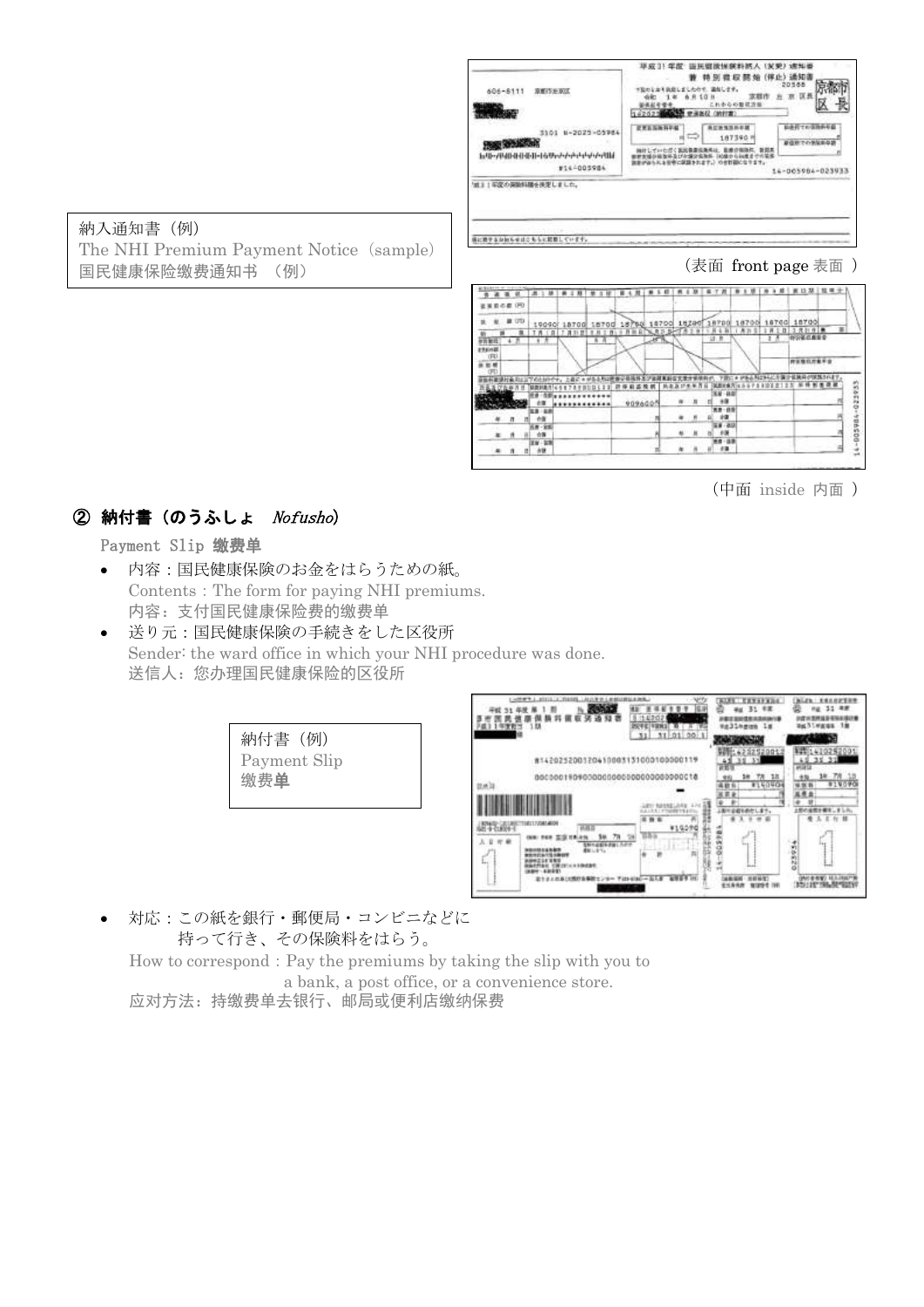納入通知書（例）
The NHI Premium Payment Notice（sample）
国民健康保险缴费通知书 （例）

（表面 front page 表面 ）

（中面 inside 内面 ）

## ② 納付書（のうふしょ *Nofusho*）

Payment Slip **缴费单**

- 内容：国民健康保険のお金をはらうための紙。
  Contents：The form for paying NHI premiums.
  内容：支付国民健康保险费的缴费单
- 送り元：国民健康保険の手続きをした区役所
  Sender: the ward office in which your NHI procedure was done.
  送信人：您办理国民健康保险的区役所

納付書（例）
Payment Slip
缴费**单**

- 対応：この紙を銀行・郵便局・コンビニなどに
  持って行き、その保険料をはらう。
  How to correspond：Pay the premiums by taking the slip with you to a bank, a post office, or a convenience store.
  应对方法：持缴费单去银行、邮局或便利店缴纳保费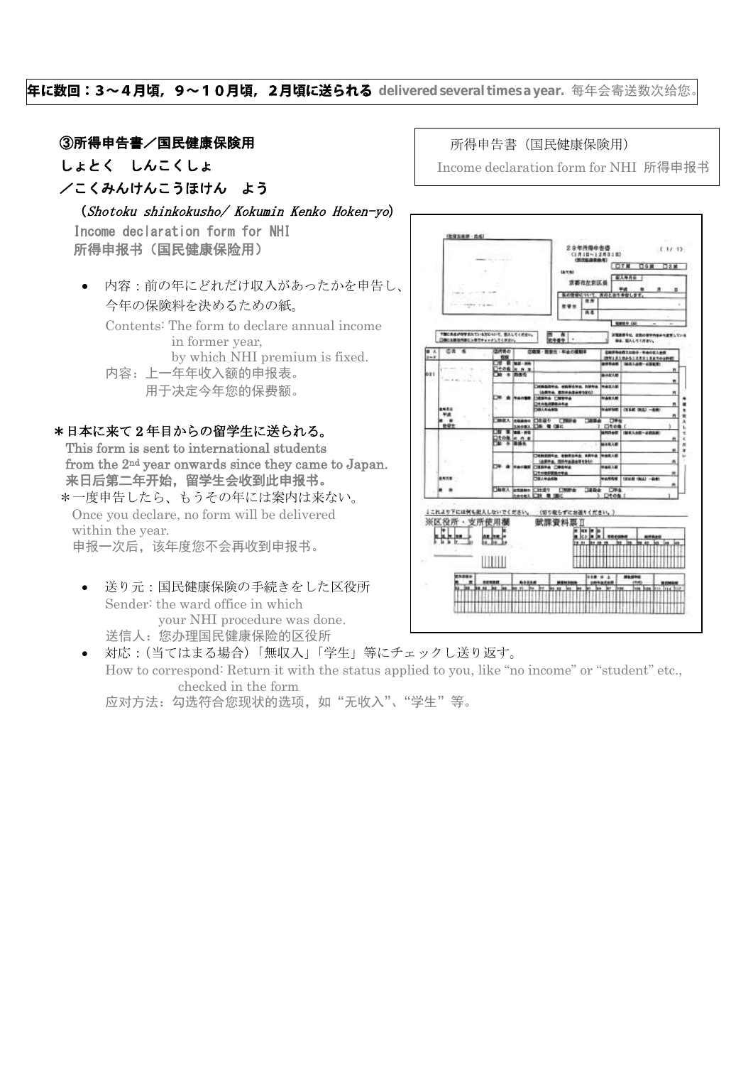年に数回：３～４月頃，９～１０月頃，２月頃に送られる delivered several times a year. 毎年会寄送数次给您。

### ③所得申告書／国民健康保険用

### しょとく　しんこくしょ
### ／こくみんけんこうほけん　よう

(*Shotoku shinkokusho/ Kokumin Kenko Hoken-yo*)

**Income declaration form for NHI**
**所得申报书（国民健康保险用）**

所得申告書（国民健康保険用）
Income declaration form for NHI 所得申报书

- 内容：前の年にどれだけ収入があったかを申告し、今年の保険料を決めるための紙。
  Contents: The form to declare annual income in former year, by which NHI premium is fixed.
  内容：上一年年收入额的申报表。用于决定今年您的保费额。

**＊日本に来て２年目からの留学生に送られる。**
**This form is sent to international students from the 2nd year onwards since they came to Japan.**
**来日后第二年开始，留学生会收到此申报书。**

＊一度申告したら、もうその年には案内は来ない。
Once you declare, no form will be delivered within the year.
申报一次后，该年度您不会再收到申报书。

- 送り元：国民健康保険の手続きをした区役所
  Sender: the ward office in which your NHI procedure was done.
  送信人：您办理国民健康保险的区役所
- 対応：(当てはまる場合)「無収入」「学生」等にチェックし送り返す。
  How to correspond: Return it with the status applied to you, like “no income” or “student” etc., checked in the form
  应对方法：勾选符合您现状的选项，如“无收入”、“学生”等。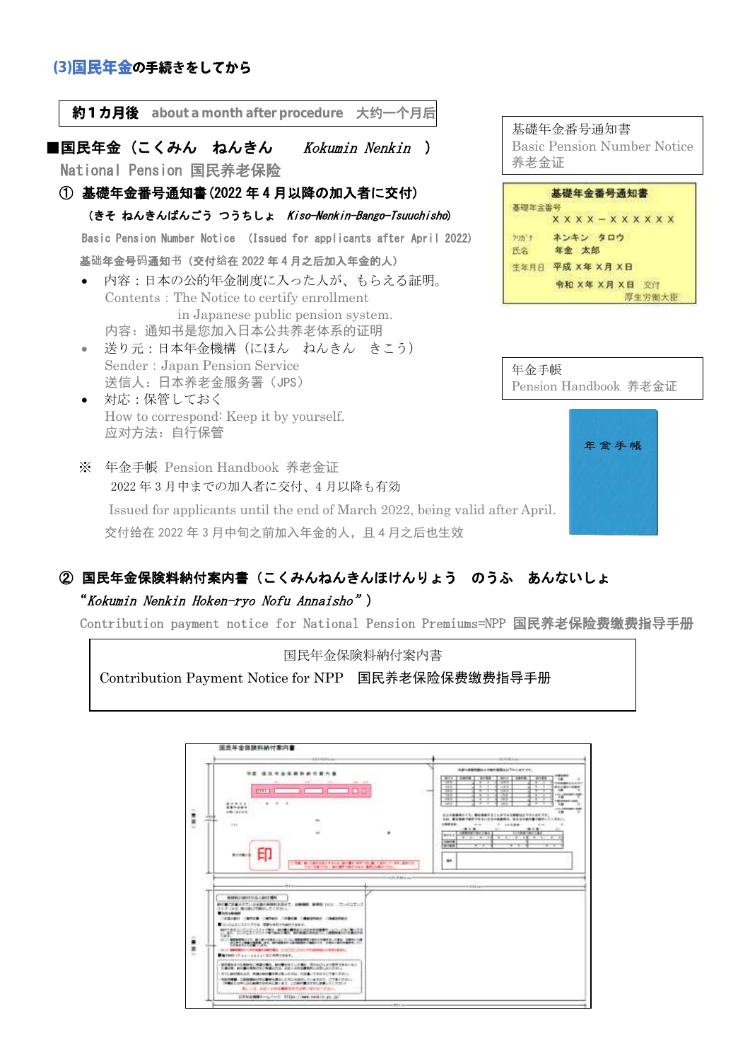## (3)国民年金の手続きをしてから

約１カ月後　about a month after procedure　大约一个月后

### ■国民年金（こくみん　ねんきん　　*Kokumin Nenkin*　）

National Pension 国民养老保险

基礎年金番号通知書
Basic Pension Number Notice
养老金证

基礎年金番号通知書
基礎年金番号
ＸＸＸＸ－ＸＸＸＸＸＸ
ﾌﾘｶﾞﾅ　ネンキン　タロウ
氏名　年金　太郎
生年月日　平成 Ｘ年 Ｘ月 Ｘ日
令和 Ｘ年 Ｘ月 Ｘ日　交付
厚生労働大臣

**① 基礎年金番号通知書(2022 年 4 月以降の加入者に交付)**

（きそ ねんきんばんごう つうちしょ　*Kiso-Nenkin-Bango-Tsuuchisho*）

Basic Pension Number Notice　(Issued for applicants after April 2022)

基础年金号码通知书（交付给在 2022 年 4 月之后加入年金的人）

- 内容：日本の公的年金制度に入った人が、もらえる証明。
  Contents：The Notice to certify enrollment
  in Japanese public pension system.
  内容：通知书是您加入日本公共养老体系的证明
- 送り元：日本年金機構（にほん　ねんきん　きこう）
  Sender：Japan Pension Service
  送信人：日本养老金服务署（JPS）
- 対応：保管しておく
  How to correspond: Keep it by yourself.
  应对方法：自行保管

年金手帳
Pension Handbook 养老金证

年 金 手 帳

※　年金手帳 Pension Handbook 养老金证
2022 年 3 月中までの加入者に交付、4 月以降も有効
Issued for applicants until the end of March 2022, being valid after April.
交付给在 2022 年 3 月中旬之前加入年金的人，且 4 月之后也生效

**② 国民年金保険料納付案内書（こくみんねんきんほけんりょう　のうふ　あんないしょ**
**“*Kokumin Nenkin Hoken-ryo Nofu Annaisho*”）**

Contribution payment notice for National Pension Premiums=NPP **国民养老保险费缴费指导手册**

国民年金保険料納付案内書
Contribution Payment Notice for NPP　国民养老保险保费缴费指导手册

国民年金保険料納付案内書
印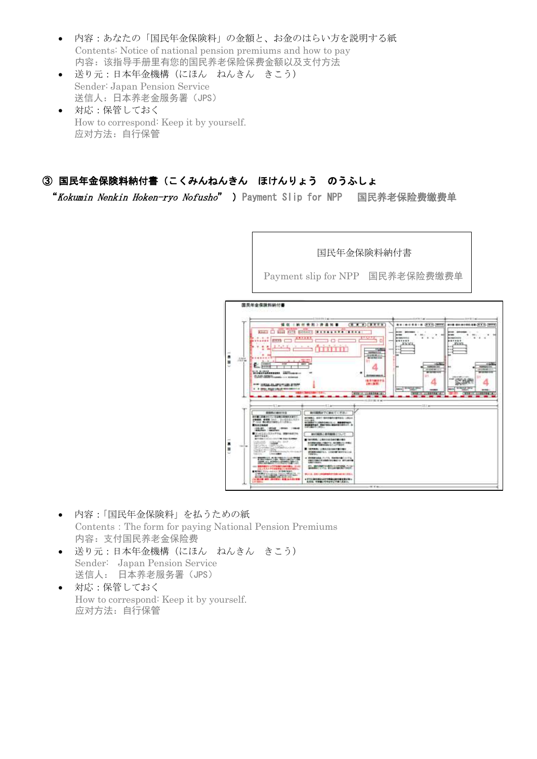- 内容：あなたの「国民年金保険料」の金額と、お金のはらい方を説明する紙
  Contents: Notice of national pension premiums and how to pay
  内容：该指导手册里有您的国民养老保险保费金额以及支付方法
- 送り元：日本年金機構（にほん　ねんきん　きこう）
  Sender: Japan Pension Service
  送信人：日本养老金服务署（JPS）
- 対応：保管しておく
  How to correspond: Keep it by yourself.
  应对方法：自行保管

### ③ 国民年金保険料納付書（こくみんねんきん　ほけんりょう　のうふしょ

"*Kokumin Nenkin Hoken-ryo Nofusho*" ) Payment Slip for NPP　国民养老保险费缴费单

国民年金保険料納付書

Payment slip for NPP　国民养老保险费缴费单

- 内容：「国民年金保険料」を払うための紙
  Contents : The form for paying National Pension Premiums
  内容：支付国民养老金保险费
- 送り元：日本年金機構（にほん　ねんきん　きこう）
  Sender:　Japan Pension Service
  送信人：　日本养老服务署（JPS）
- 対応：保管しておく
  How to correspond: Keep it by yourself.
  应对方法：自行保管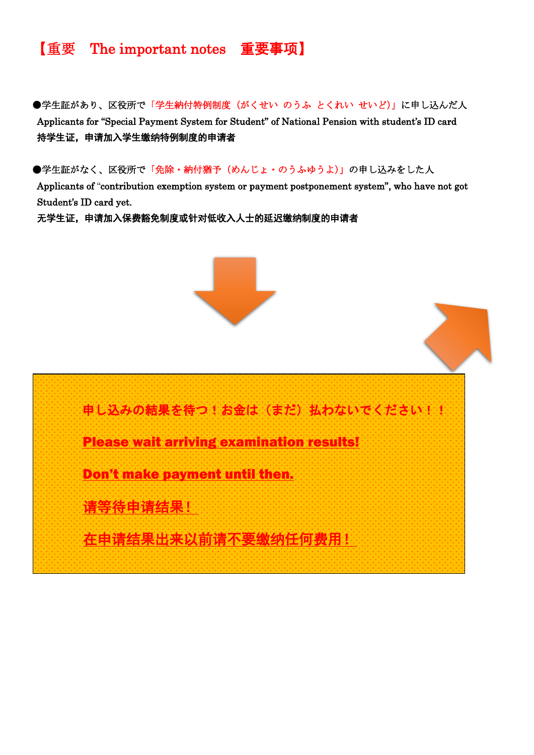# 【重要　The important notes　重要事项】

●学生証があり、区役所で「学生納付特例制度（がくせい のうふ とくれい せいど）」に申し込んだ人
Applicants for “Special Payment System for Student” of National Pension with student’s ID card
**持学生证，申请加入学生缴纳特例制度的申请者**

●学生証がなく、区役所で「免除・納付猶予（めんじょ・のうふゆうよ）」の申し込みをした人
Applicants of “contribution exemption system or payment postponement system”, who have not got Student’s ID card yet.
**无学生证，申请加入保费豁免制度或针对低收入人士的延迟缴纳制度的申请者**

**申し込みの結果を待つ！お金は（まだ）払わないでください！！**

**Please wait arriving examination results!**

**Don’t make payment until then.**

**请等待申请结果！**

**在申请结果出来以前请不要缴纳任何费用！**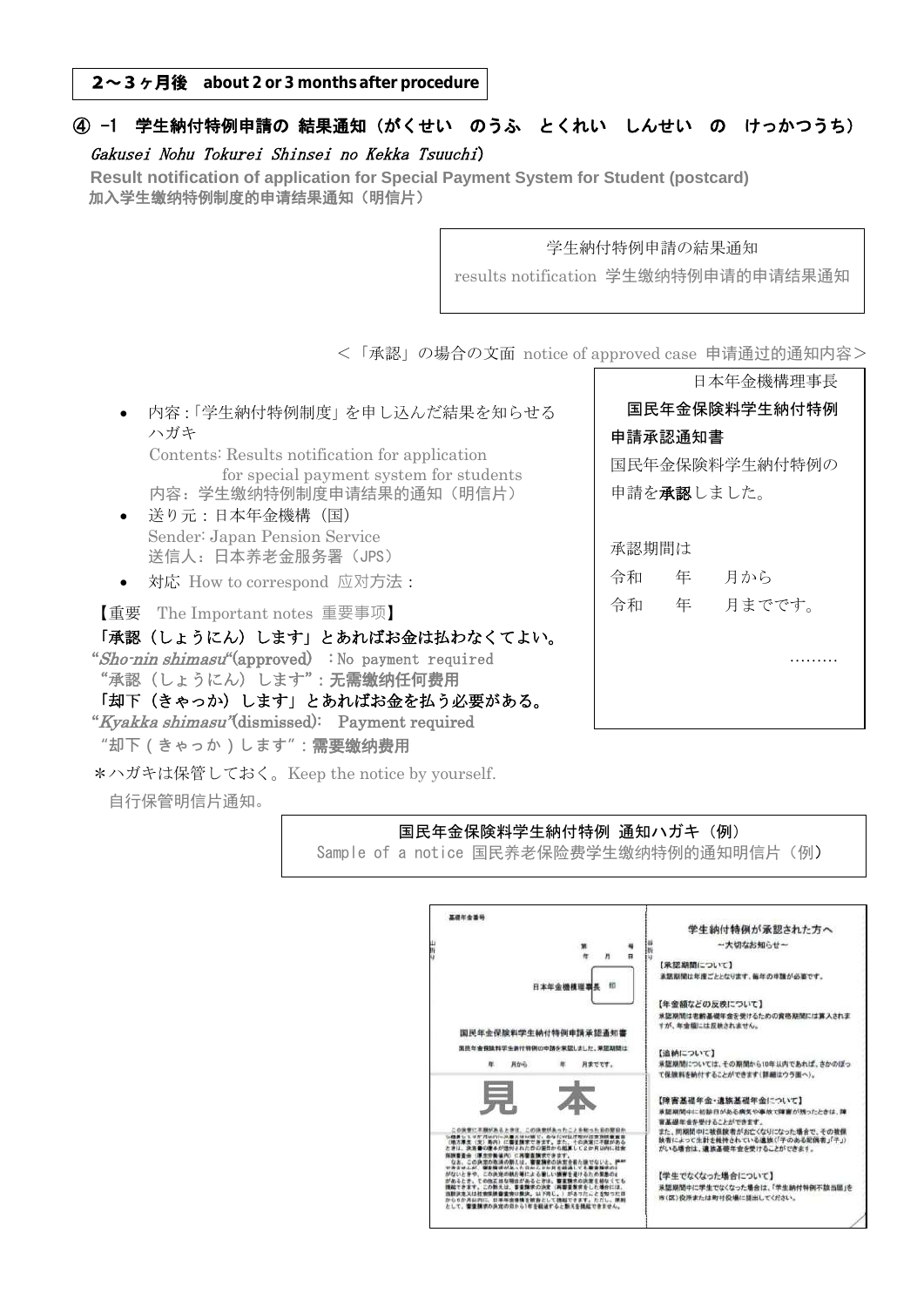**２～３ヶ月後　about 2 or 3 months after procedure**

## ④ -1　学生納付特例申請の 結果通知（がくせい　のうふ　とくれい　しんせい　の　けっかつうち）

*Gakusei Nohu Tokurei Shinsei no Kekka Tsuuchi*）

**Result notification of application for Special Payment System for Student (postcard)**

**加入学生缴纳特例制度的申请结果通知（明信片）**

| 学生納付特例申請の結果通知 results notification 学生缴纳特例申请的申请结果通知 |
|---|

＜「承認」の場合の文面 notice of approved case 申请通过的通知内容＞

- 内容 :「学生納付特例制度」を申し込んだ結果を知らせるハガキ
  Contents: Results notification for application for special payment system for students
  内容：学生缴纳特例制度申请结果的通知（明信片）
- 送り元：日本年金機構（国）
  Sender: Japan Pension Service
  送信人：日本养老金服务署（JPS）
- 対応 How to correspond 应对方法：

| 日本年金機構理事長 |
|---|
| **国民年金保険料学生納付特例申請承認通知書** |
| 国民年金保険料学生納付特例の申請を**承認**しました。 |
| 承認期間は |
| 令和　　年　　月から |
| 令和　　年　　月までです。 |
| ……… |

【重要　The Important notes 重要事項】

**「承認（しょうにん）します」とあればお金は払わなくてよい。**

“*Sho-nin shimasu*“(approved)　：No payment required

“承認（しょうにん）します”：**无需缴纳任何费用**

**「却下（きゃっか）します」とあればお金を払う必要がある。**

“*Kyakka shimasu*”(dismissed):　Payment required

“却下（きゃっか）します”：**需要缴纳费用**

＊ハガキは保管しておく。Keep the notice by yourself.

自行保管明信片通知。

| 国民年金保険料学生納付特例 通知ハガキ（例） Sample of a notice 国民养老保险费学生缴纳特例的通知明信片（例） |
|---|

基礎年金番号

第　　号
年　月　日

日本年金機構理事長　印

国民年金保険料学生納付特例申請承認通知書

国民年金保険料学生納付特例の申請を承認しました。承認期間は

年　月から　　年　月までです。

見本

学生納付特例が承認された方へ
～大切なお知らせ～

【承認期間について】
承認期間は年度ごととなります。毎年の申請が必要です。

【年金額などの反映について】
承認期間は老齢基礎年金を受けるための資格期間には算入されますが、年金額には反映されません。

【追納について】
承認期間については、その期間から10年以内であれば、さかのぼって保険料を納付することができます（詳細はウラ面へ）。

【障害基礎年金・遺族基礎年金について】
承認期間中に初診日がある病気や事故で障害が残ったときは、障害基礎年金を受けることができます。
また、同期間中に被保険者が亡くなりになった場合で、その被保険者によって生計を維持されている遺族（「子のある配偶者」「子」）がいる場合は、遺族基礎年金を受けることができます。

【学生でなくなった場合について】
承認期間中に学生でなくなった場合は、「学生納付特例不該当届」を市（区）役所または町村役場に提出してください。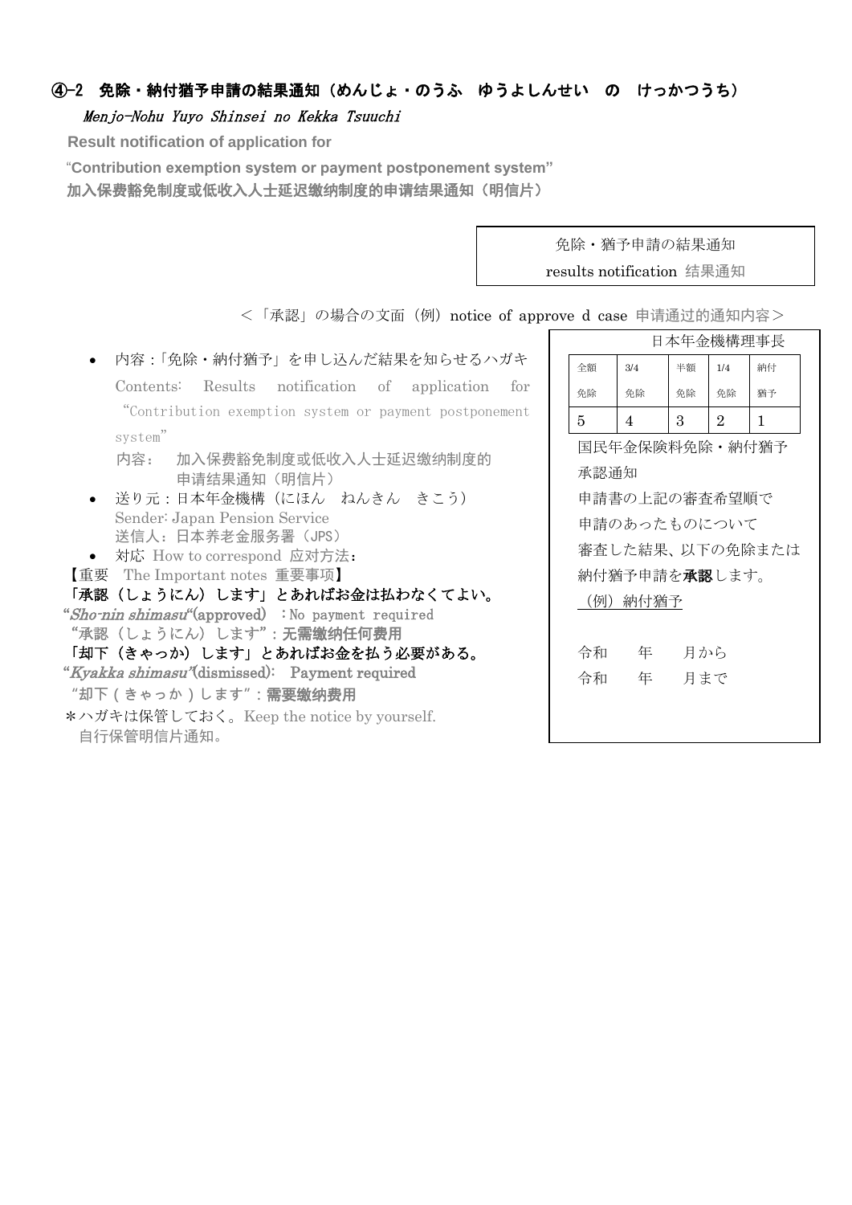## ④-2　免除・納付猶予申請の結果通知（めんじょ・のうふ　ゆうよしんせい　の　けっかつうち）

*Menjo-Nohu Yuyo Shinsei no Kekka Tsuuchi*

**Result notification of application for**

**"Contribution exemption system or payment postponement system"**

**加入保费豁免制度或低收入人士延迟缴纳制度的申请结果通知（明信片）**

免除・猶予申請の結果通知
results notification 结果通知

＜「承認」の場合の文面（例）notice of approve d case 申请通过的通知内容＞

- 内容：「免除・納付猶予」を申し込んだ結果を知らせるハガキ
  Contents: Results notification of application for "Contribution exemption system or payment postponement system"
  内容：　加入保费豁免制度或低收入人士延迟缴纳制度的申请结果通知（明信片）
- 送り元：日本年金機構（にほん　ねんきん　きこう）
  Sender: Japan Pension Service
  送信人：日本养老金服务署（JPS）
- 対応 How to correspond 应对方法：

【重要　The Important notes 重要事项】

**「承認（しょうにん）します」とあればお金は払わなくてよい。**

"*Sho-nin shimasu*"(approved) ：No payment required

"承認（しょうにん）します"：**无需缴纳任何费用**

**「却下（きゃっか）します」とあればお金を払う必要がある。**

"*Kyakka shimasu*"(dismissed): Payment required

"却下（きゃっか）します"：**需要缴纳费用**

＊ハガキは保管しておく。Keep the notice by yourself.
自行保管明信片通知。

日本年金機構理事長

| 全額免除 | 3/4免除 | 半額免除 | 1/4免除 | 納付猶予 |
|---|---|---|---|---|
| 5 | 4 | 3 | 2 | 1 |

国民年金保険料免除・納付猶予承認通知

申請書の上記の審査希望順で申請のあったものについて審査した結果、以下の免除または納付猶予申請を**承認**します。

（例）納付猶予

令和　　年　　月から
令和　　年　　月まで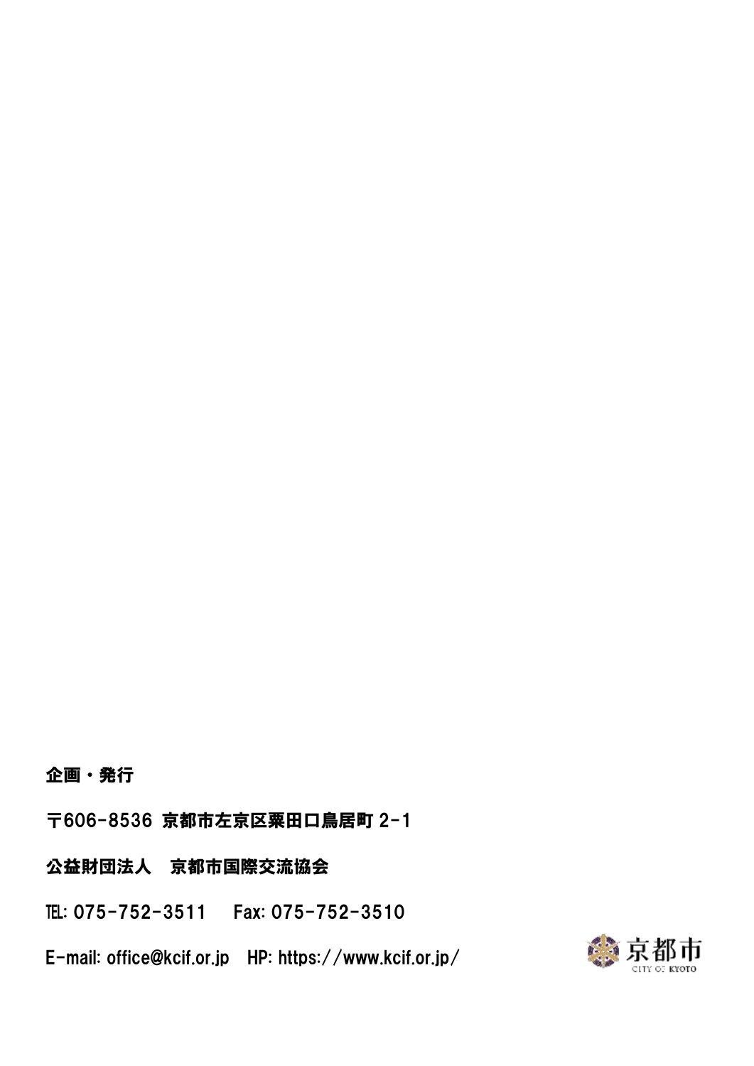**企画・発行**

〒606-8536 京都市左京区粟田口鳥居町 2-1

公益財団法人　京都市国際交流協会

TEL: 075-752-3511　 Fax: 075-752-3510

E-mail: office@kcif.or.jp　HP: https://www.kcif.or.jp/

京都市
CITY OF KYOTO